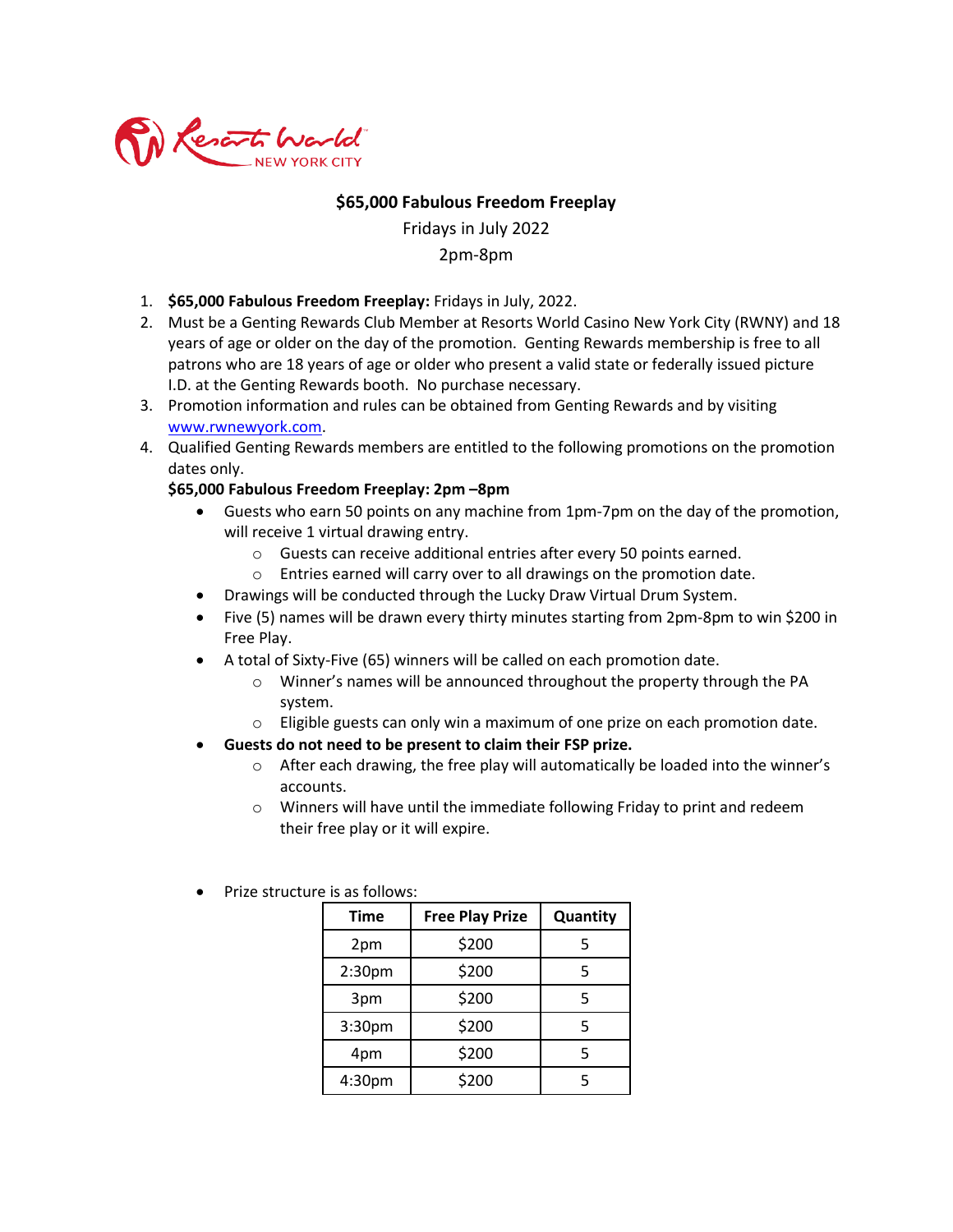Resorts World NEW YORK CITY

## $65,000 Fabulous Freedom Freeplay

Fridays in July 2022

2pm-8pm

1. **$65,000 Fabulous Freedom Freeplay:** Fridays in July, 2022.
2. Must be a Genting Rewards Club Member at Resorts World Casino New York City (RWNY) and 18 years of age or older on the day of the promotion. Genting Rewards membership is free to all patrons who are 18 years of age or older who present a valid state or federally issued picture I.D. at the Genting Rewards booth. No purchase necessary.
3. Promotion information and rules can be obtained from Genting Rewards and by visiting [www.rwnewyork.com](http://www.rwnewyork.com).
4. Qualified Genting Rewards members are entitled to the following promotions on the promotion dates only.

   **$65,000 Fabulous Freedom Freeplay: 2pm –8pm**

   - Guests who earn 50 points on any machine from 1pm-7pm on the day of the promotion, will receive 1 virtual drawing entry.
     - Guests can receive additional entries after every 50 points earned.
     - Entries earned will carry over to all drawings on the promotion date.
   - Drawings will be conducted through the Lucky Draw Virtual Drum System.
   - Five (5) names will be drawn every thirty minutes starting from 2pm-8pm to win $200 in Free Play.
   - A total of Sixty-Five (65) winners will be called on each promotion date.
     - Winner's names will be announced throughout the property through the PA system.
     - Eligible guests can only win a maximum of one prize on each promotion date.
   - **Guests do not need to be present to claim their FSP prize.**
     - After each drawing, the free play will automatically be loaded into the winner's accounts.
     - Winners will have until the immediate following Friday to print and redeem their free play or it will expire.

   - Prize structure is as follows:

| Time | Free Play Prize | Quantity |
| --- | --- | --- |
| 2pm | $200 | 5 |
| 2:30pm | $200 | 5 |
| 3pm | $200 | 5 |
| 3:30pm | $200 | 5 |
| 4pm | $200 | 5 |
| 4:30pm | $200 | 5 |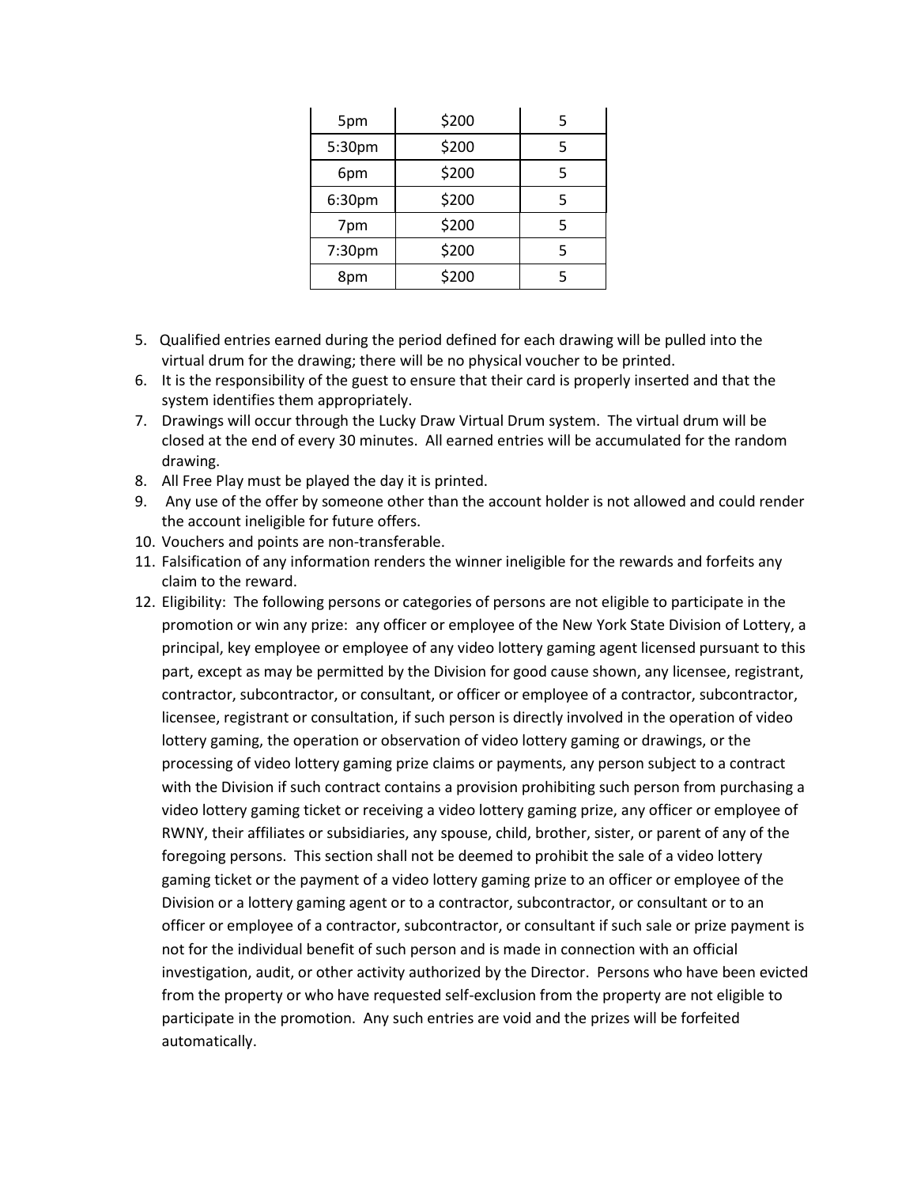| | | |
|---|---|---|
| 5pm | $200 | 5 |
| 5:30pm | $200 | 5 |
| 6pm | $200 | 5 |
| 6:30pm | $200 | 5 |
| 7pm | $200 | 5 |
| 7:30pm | $200 | 5 |
| 8pm | $200 | 5 |

5. Qualified entries earned during the period defined for each drawing will be pulled into the virtual drum for the drawing; there will be no physical voucher to be printed.
6. It is the responsibility of the guest to ensure that their card is properly inserted and that the system identifies them appropriately.
7. Drawings will occur through the Lucky Draw Virtual Drum system. The virtual drum will be closed at the end of every 30 minutes. All earned entries will be accumulated for the random drawing.
8. All Free Play must be played the day it is printed.
9. Any use of the offer by someone other than the account holder is not allowed and could render the account ineligible for future offers.
10. Vouchers and points are non-transferable.
11. Falsification of any information renders the winner ineligible for the rewards and forfeits any claim to the reward.
12. Eligibility: The following persons or categories of persons are not eligible to participate in the promotion or win any prize: any officer or employee of the New York State Division of Lottery, a principal, key employee or employee of any video lottery gaming agent licensed pursuant to this part, except as may be permitted by the Division for good cause shown, any licensee, registrant, contractor, subcontractor, or consultant, or officer or employee of a contractor, subcontractor, licensee, registrant or consultation, if such person is directly involved in the operation of video lottery gaming, the operation or observation of video lottery gaming or drawings, or the processing of video lottery gaming prize claims or payments, any person subject to a contract with the Division if such contract contains a provision prohibiting such person from purchasing a video lottery gaming ticket or receiving a video lottery gaming prize, any officer or employee of RWNY, their affiliates or subsidiaries, any spouse, child, brother, sister, or parent of any of the foregoing persons. This section shall not be deemed to prohibit the sale of a video lottery gaming ticket or the payment of a video lottery gaming prize to an officer or employee of the Division or a lottery gaming agent or to a contractor, subcontractor, or consultant or to an officer or employee of a contractor, subcontractor, or consultant if such sale or prize payment is not for the individual benefit of such person and is made in connection with an official investigation, audit, or other activity authorized by the Director. Persons who have been evicted from the property or who have requested self-exclusion from the property are not eligible to participate in the promotion. Any such entries are void and the prizes will be forfeited automatically.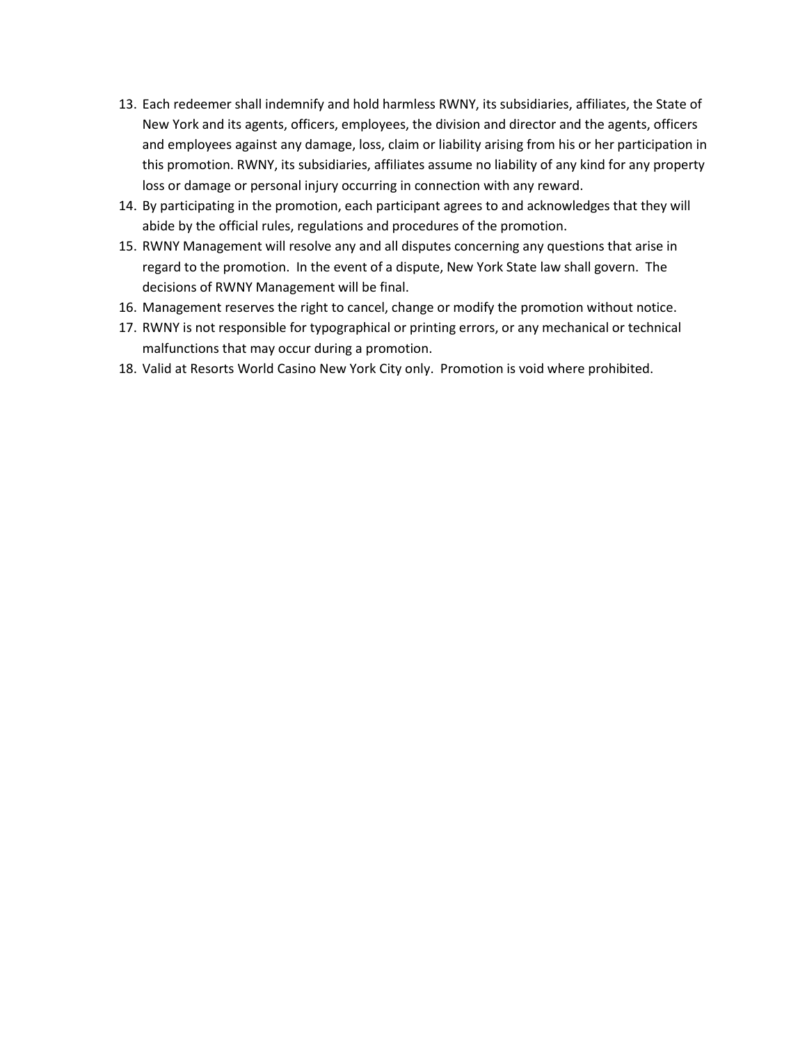13. Each redeemer shall indemnify and hold harmless RWNY, its subsidiaries, affiliates, the State of New York and its agents, officers, employees, the division and director and the agents, officers and employees against any damage, loss, claim or liability arising from his or her participation in this promotion. RWNY, its subsidiaries, affiliates assume no liability of any kind for any property loss or damage or personal injury occurring in connection with any reward.
14. By participating in the promotion, each participant agrees to and acknowledges that they will abide by the official rules, regulations and procedures of the promotion.
15. RWNY Management will resolve any and all disputes concerning any questions that arise in regard to the promotion. In the event of a dispute, New York State law shall govern. The decisions of RWNY Management will be final.
16. Management reserves the right to cancel, change or modify the promotion without notice.
17. RWNY is not responsible for typographical or printing errors, or any mechanical or technical malfunctions that may occur during a promotion.
18. Valid at Resorts World Casino New York City only. Promotion is void where prohibited.